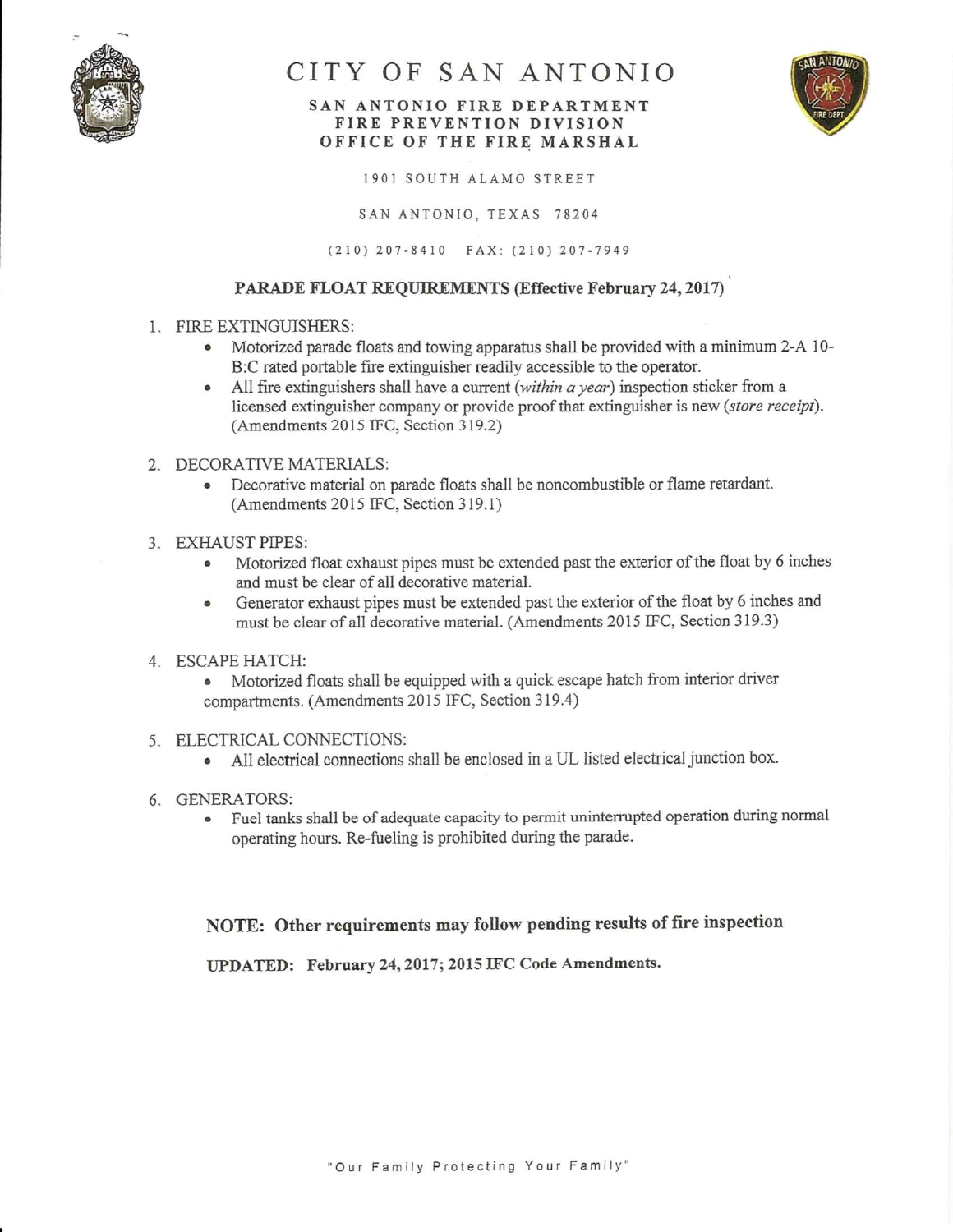# CITY OF SAN ANTONIO

**SAN ANTONIO FIRE DEPARTMENT**
**FIRE PREVENTION DIVISION**
**OFFICE OF THE FIRE MARSHAL**

1901 SOUTH ALAMO STREET

SAN ANTONIO, TEXAS 78204

(210) 207-8410 FAX: (210) 207-7949

## PARADE FLOAT REQUIREMENTS (Effective February 24, 2017)

1. FIRE EXTINGUISHERS:
   - Motorized parade floats and towing apparatus shall be provided with a minimum 2-A 10-B:C rated portable fire extinguisher readily accessible to the operator.
   - All fire extinguishers shall have a current (*within a year*) inspection sticker from a licensed extinguisher company or provide proof that extinguisher is new (*store receipt*). (Amendments 2015 IFC, Section 319.2)

2. DECORATIVE MATERIALS:
   - Decorative material on parade floats shall be noncombustible or flame retardant. (Amendments 2015 IFC, Section 319.1)

3. EXHAUST PIPES:
   - Motorized float exhaust pipes must be extended past the exterior of the float by 6 inches and must be clear of all decorative material.
   - Generator exhaust pipes must be extended past the exterior of the float by 6 inches and must be clear of all decorative material. (Amendments 2015 IFC, Section 319.3)

4. ESCAPE HATCH:
   - Motorized floats shall be equipped with a quick escape hatch from interior driver compartments. (Amendments 2015 IFC, Section 319.4)

5. ELECTRICAL CONNECTIONS:
   - All electrical connections shall be enclosed in a UL listed electrical junction box.

6. GENERATORS:
   - Fuel tanks shall be of adequate capacity to permit uninterrupted operation during normal operating hours. Re-fueling is prohibited during the parade.

**NOTE: Other requirements may follow pending results of fire inspection**

**UPDATED: February 24, 2017; 2015 IFC Code Amendments.**

"Our Family Protecting Your Family"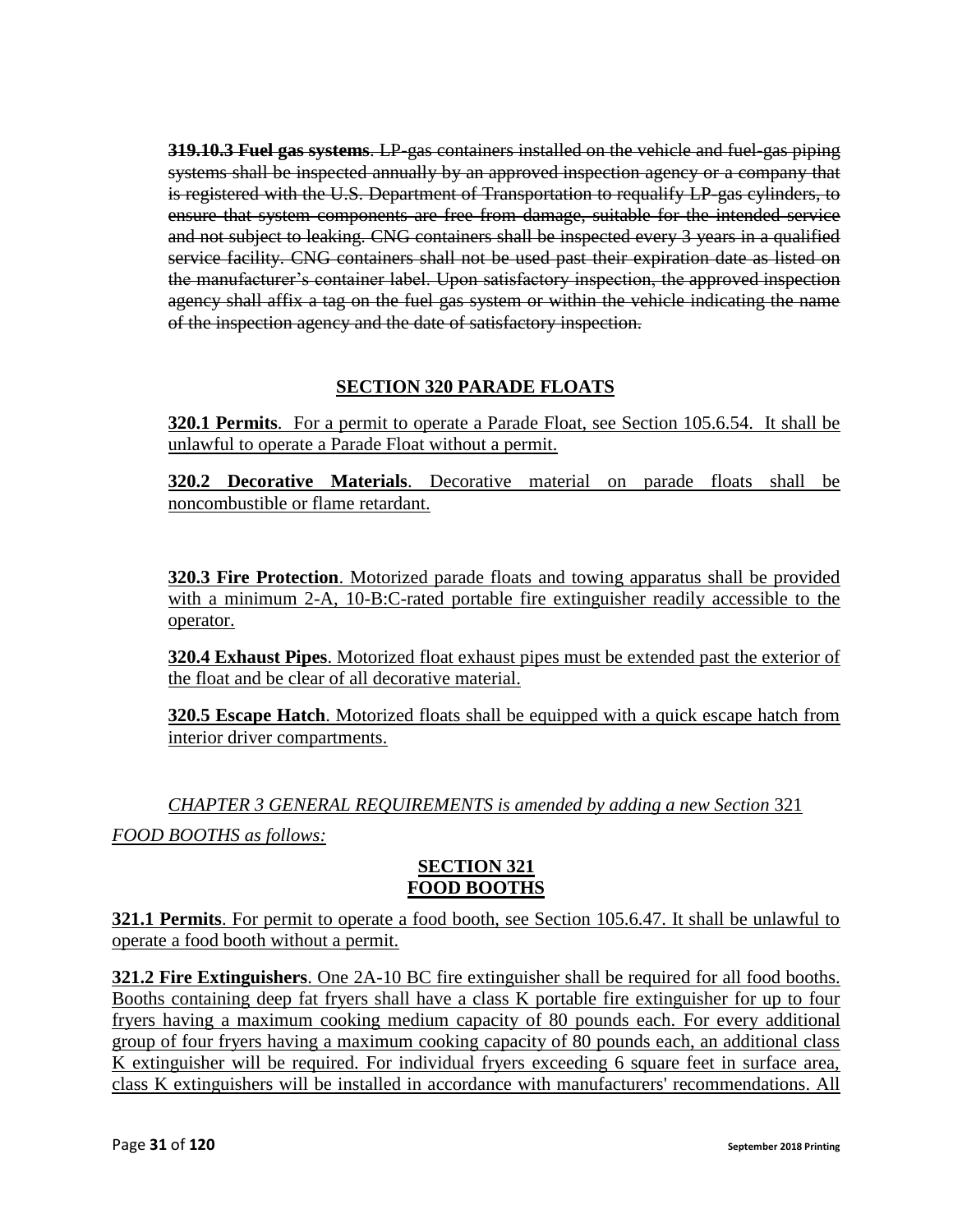~~**319.10.3 Fuel gas systems**. LP-gas containers installed on the vehicle and fuel-gas piping systems shall be inspected annually by an approved inspection agency or a company that is registered with the U.S. Department of Transportation to requalify LP-gas cylinders, to ensure that system components are free from damage, suitable for the intended service and not subject to leaking. CNG containers shall be inspected every 3 years in a qualified service facility. CNG containers shall not be used past their expiration date as listed on the manufacturer's container label. Upon satisfactory inspection, the approved inspection agency shall affix a tag on the fuel gas system or within the vehicle indicating the name of the inspection agency and the date of satisfactory inspection.~~

## <u>SECTION 320 PARADE FLOATS</u>

<u>**320.1 Permits**. For a permit to operate a Parade Float, see Section 105.6.54. It shall be unlawful to operate a Parade Float without a permit.</u>

<u>**320.2 Decorative Materials**. Decorative material on parade floats shall be noncombustible or flame retardant.</u>

<u>**320.3 Fire Protection**. Motorized parade floats and towing apparatus shall be provided with a minimum 2-A, 10-B:C-rated portable fire extinguisher readily accessible to the operator.</u>

<u>**320.4 Exhaust Pipes**. Motorized float exhaust pipes must be extended past the exterior of the float and be clear of all decorative material.</u>

<u>**320.5 Escape Hatch**. Motorized floats shall be equipped with a quick escape hatch from interior driver compartments.</u>

<u>*CHAPTER 3 GENERAL REQUIREMENTS is amended by adding a new Section* 321 *FOOD BOOTHS as follows:*</u>

## <u>SECTION 321 FOOD BOOTHS</u>

<u>**321.1 Permits**. For permit to operate a food booth, see Section 105.6.47. It shall be unlawful to operate a food booth without a permit.</u>

<u>**321.2 Fire Extinguishers**. One 2A-10 BC fire extinguisher shall be required for all food booths. Booths containing deep fat fryers shall have a class K portable fire extinguisher for up to four fryers having a maximum cooking medium capacity of 80 pounds each. For every additional group of four fryers having a maximum cooking capacity of 80 pounds each, an additional class K extinguisher will be required. For individual fryers exceeding 6 square feet in surface area, class K extinguishers will be installed in accordance with manufacturers' recommendations. All</u>